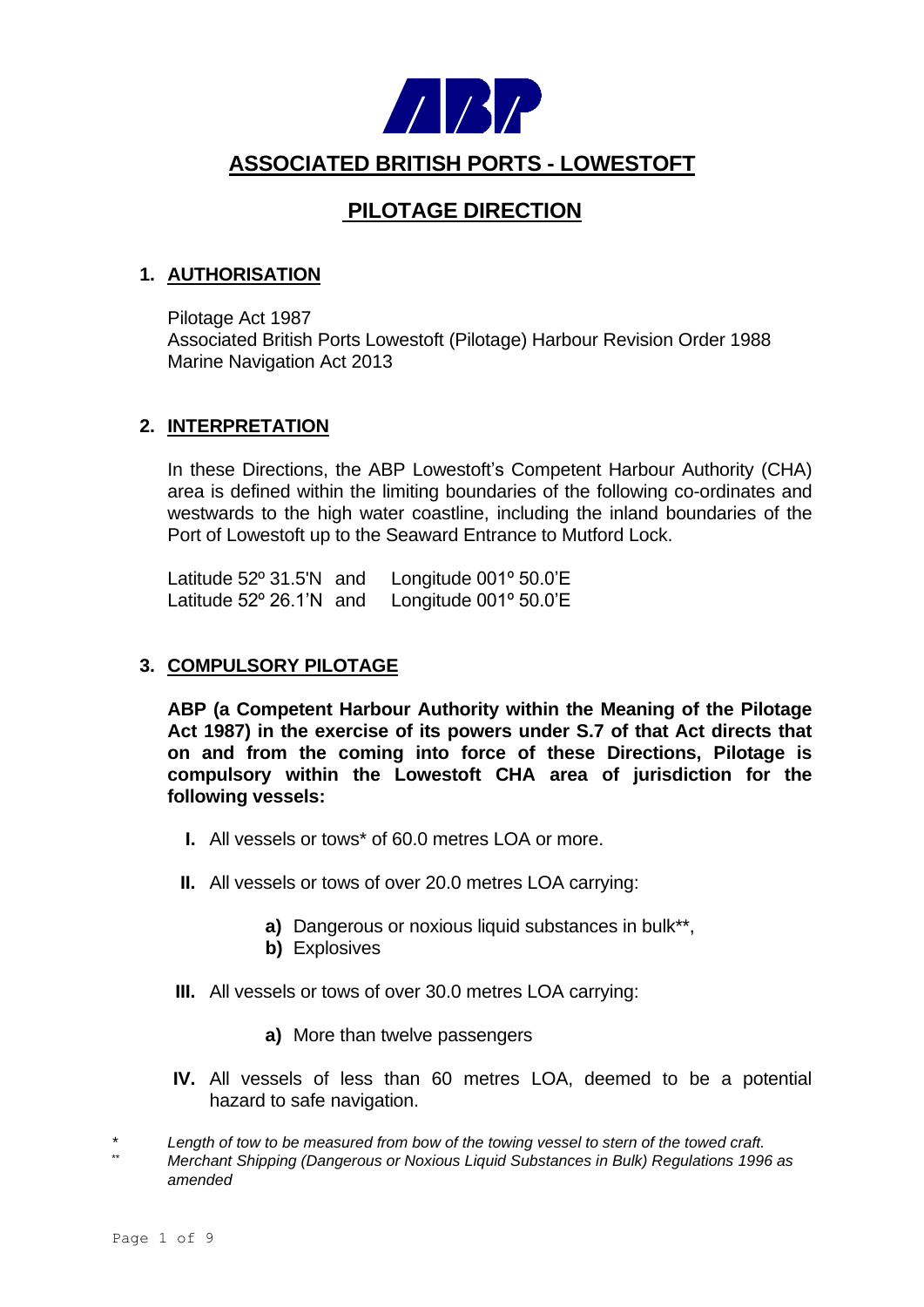# ASSOCIATED BRITISH PORTS - LOWESTOFT

## PILOTAGE DIRECTION

### 1. AUTHORISATION

Pilotage Act 1987
Associated British Ports Lowestoft (Pilotage) Harbour Revision Order 1988
Marine Navigation Act 2013

### 2. INTERPRETATION

In these Directions, the ABP Lowestoft's Competent Harbour Authority (CHA) area is defined within the limiting boundaries of the following co-ordinates and westwards to the high water coastline, including the inland boundaries of the Port of Lowestoft up to the Seaward Entrance to Mutford Lock.

Latitude 52º 31.5'N and Longitude 001º 50.0'E
Latitude 52º 26.1'N and Longitude 001º 50.0'E

### 3. COMPULSORY PILOTAGE

**ABP (a Competent Harbour Authority within the Meaning of the Pilotage Act 1987) in the exercise of its powers under S.7 of that Act directs that on and from the coming into force of these Directions, Pilotage is compulsory within the Lowestoft CHA area of jurisdiction for the following vessels:**

**I.** All vessels or tows* of 60.0 metres LOA or more.

**II.** All vessels or tows of over 20.0 metres LOA carrying:

- **a)** Dangerous or noxious liquid substances in bulk**,
- **b)** Explosives

**III.** All vessels or tows of over 30.0 metres LOA carrying:

- **a)** More than twelve passengers

**IV.** All vessels of less than 60 metres LOA, deemed to be a potential hazard to safe navigation.

\* *Length of tow to be measured from bow of the towing vessel to stern of the towed craft.*
\** *Merchant Shipping (Dangerous or Noxious Liquid Substances in Bulk) Regulations 1996 as amended*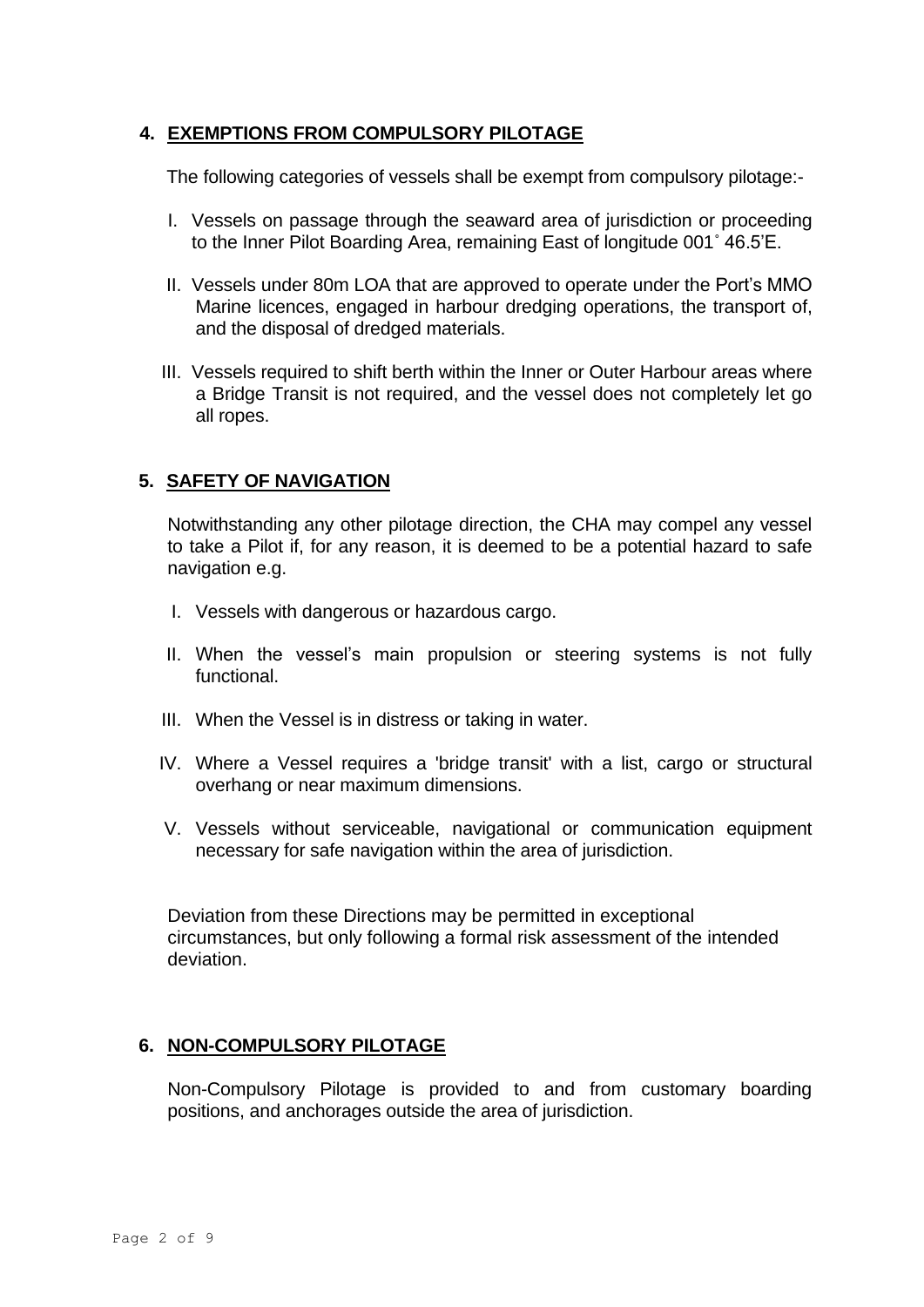## 4. EXEMPTIONS FROM COMPULSORY PILOTAGE

The following categories of vessels shall be exempt from compulsory pilotage:-

I. Vessels on passage through the seaward area of jurisdiction or proceeding to the Inner Pilot Boarding Area, remaining East of longitude 001˚ 46.5'E.

II. Vessels under 80m LOA that are approved to operate under the Port's MMO Marine licences, engaged in harbour dredging operations, the transport of, and the disposal of dredged materials.

III. Vessels required to shift berth within the Inner or Outer Harbour areas where a Bridge Transit is not required, and the vessel does not completely let go all ropes.

## 5. SAFETY OF NAVIGATION

Notwithstanding any other pilotage direction, the CHA may compel any vessel to take a Pilot if, for any reason, it is deemed to be a potential hazard to safe navigation e.g.

I. Vessels with dangerous or hazardous cargo.

II. When the vessel's main propulsion or steering systems is not fully functional.

III. When the Vessel is in distress or taking in water.

IV. Where a Vessel requires a 'bridge transit' with a list, cargo or structural overhang or near maximum dimensions.

V. Vessels without serviceable, navigational or communication equipment necessary for safe navigation within the area of jurisdiction.

Deviation from these Directions may be permitted in exceptional circumstances, but only following a formal risk assessment of the intended deviation.

## 6. NON-COMPULSORY PILOTAGE

Non-Compulsory Pilotage is provided to and from customary boarding positions, and anchorages outside the area of jurisdiction.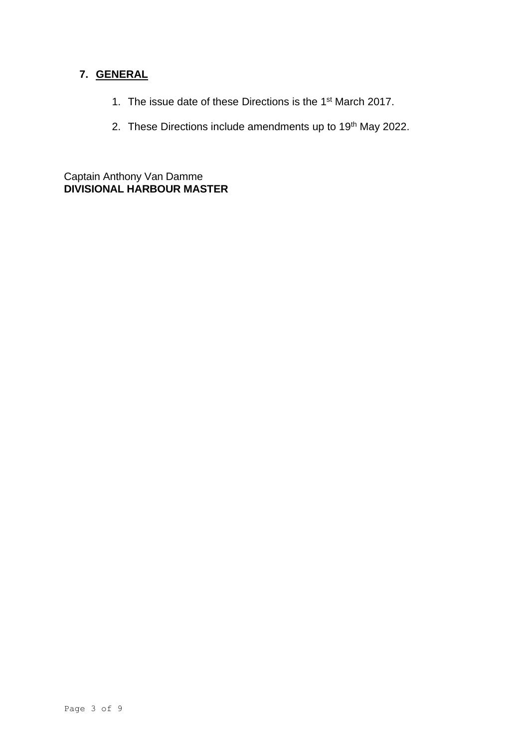## 7. GENERAL

1. The issue date of these Directions is the 1st March 2017.
2. These Directions include amendments up to 19th May 2022.

Captain Anthony Van Damme
**DIVISIONAL HARBOUR MASTER**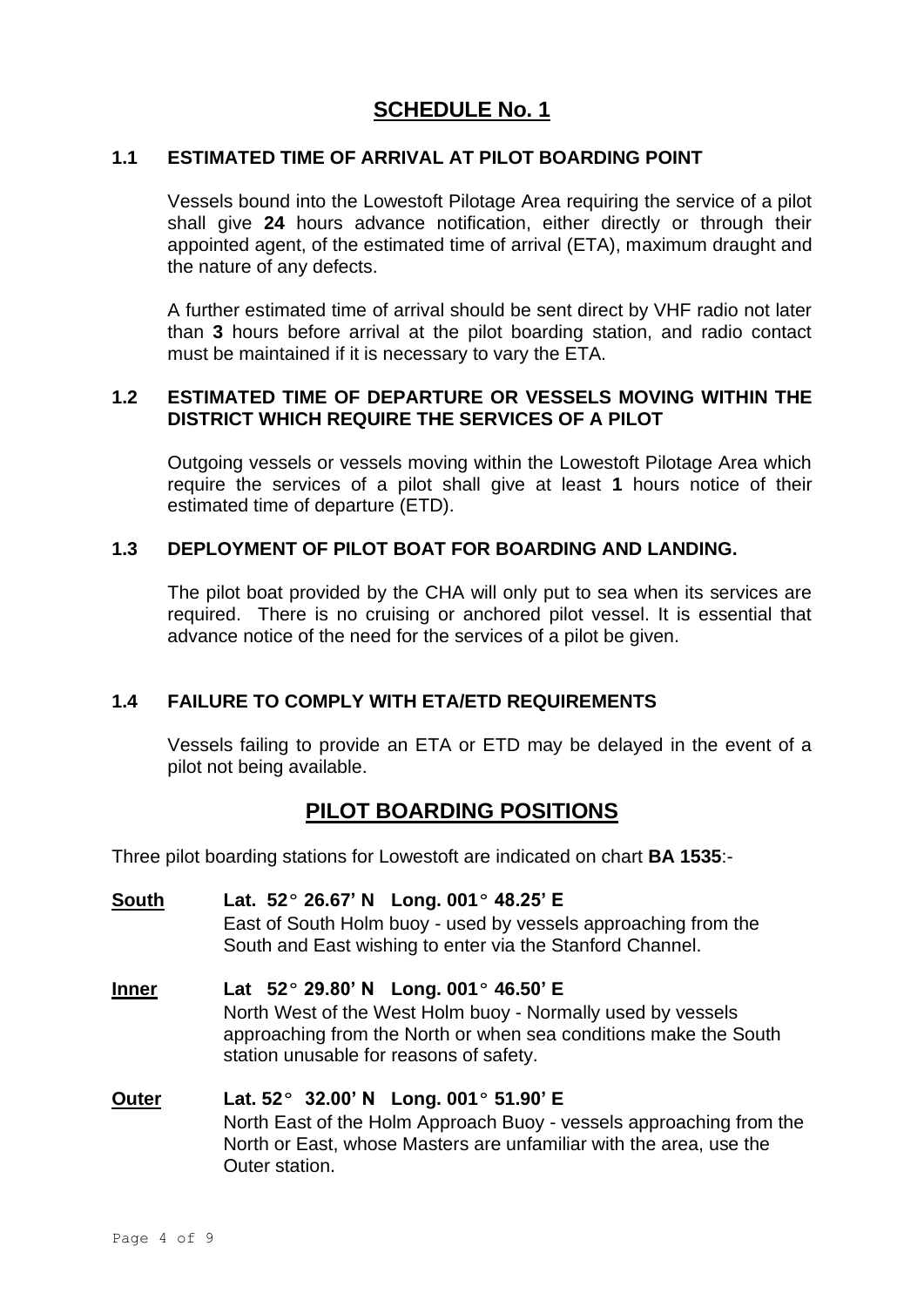# SCHEDULE No. 1

## 1.1 ESTIMATED TIME OF ARRIVAL AT PILOT BOARDING POINT

Vessels bound into the Lowestoft Pilotage Area requiring the service of a pilot shall give **24** hours advance notification, either directly or through their appointed agent, of the estimated time of arrival (ETA), maximum draught and the nature of any defects.

A further estimated time of arrival should be sent direct by VHF radio not later than **3** hours before arrival at the pilot boarding station, and radio contact must be maintained if it is necessary to vary the ETA.

## 1.2 ESTIMATED TIME OF DEPARTURE OR VESSELS MOVING WITHIN THE DISTRICT WHICH REQUIRE THE SERVICES OF A PILOT

Outgoing vessels or vessels moving within the Lowestoft Pilotage Area which require the services of a pilot shall give at least **1** hours notice of their estimated time of departure (ETD).

## 1.3 DEPLOYMENT OF PILOT BOAT FOR BOARDING AND LANDING.

The pilot boat provided by the CHA will only put to sea when its services are required. There is no cruising or anchored pilot vessel. It is essential that advance notice of the need for the services of a pilot be given.

## 1.4 FAILURE TO COMPLY WITH ETA/ETD REQUIREMENTS

Vessels failing to provide an ETA or ETD may be delayed in the event of a pilot not being available.

# PILOT BOARDING POSITIONS

Three pilot boarding stations for Lowestoft are indicated on chart **BA 1535**:-

**South** **Lat. 52° 26.67' N Long. 001° 48.25' E**
East of South Holm buoy - used by vessels approaching from the South and East wishing to enter via the Stanford Channel.

**Inner** **Lat 52° 29.80' N Long. 001° 46.50' E**
North West of the West Holm buoy - Normally used by vessels approaching from the North or when sea conditions make the South station unusable for reasons of safety.

**Outer** **Lat. 52° 32.00' N Long. 001° 51.90' E**
North East of the Holm Approach Buoy - vessels approaching from the North or East, whose Masters are unfamiliar with the area, use the Outer station.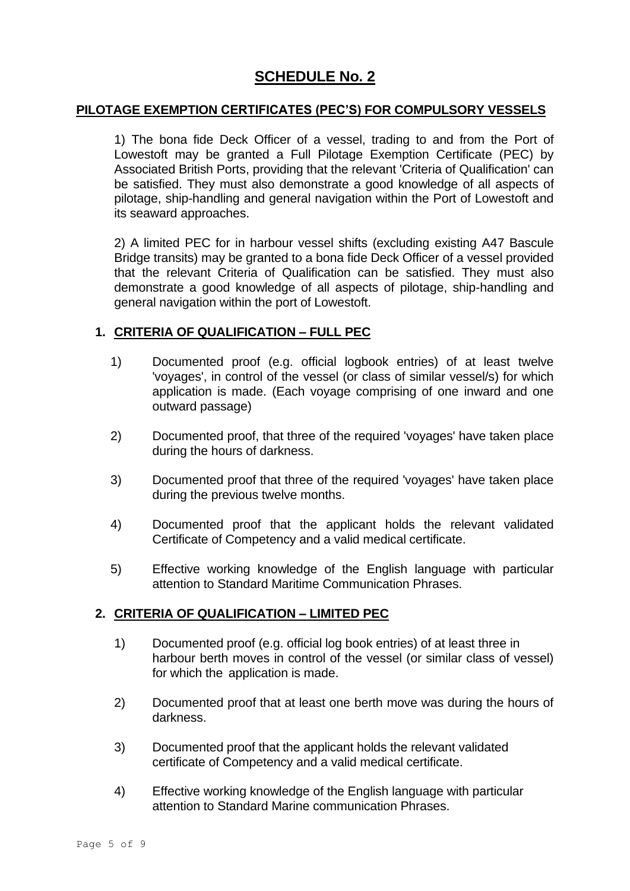# SCHEDULE No. 2

## PILOTAGE EXEMPTION CERTIFICATES (PEC'S) FOR COMPULSORY VESSELS

1) The bona fide Deck Officer of a vessel, trading to and from the Port of Lowestoft may be granted a Full Pilotage Exemption Certificate (PEC) by Associated British Ports, providing that the relevant 'Criteria of Qualification' can be satisfied. They must also demonstrate a good knowledge of all aspects of pilotage, ship-handling and general navigation within the Port of Lowestoft and its seaward approaches.

2) A limited PEC for in harbour vessel shifts (excluding existing A47 Bascule Bridge transits) may be granted to a bona fide Deck Officer of a vessel provided that the relevant Criteria of Qualification can be satisfied. They must also demonstrate a good knowledge of all aspects of pilotage, ship-handling and general navigation within the port of Lowestoft.

### 1. CRITERIA OF QUALIFICATION – FULL PEC

1) Documented proof (e.g. official logbook entries) of at least twelve 'voyages', in control of the vessel (or class of similar vessel/s) for which application is made. (Each voyage comprising of one inward and one outward passage)

2) Documented proof, that three of the required 'voyages' have taken place during the hours of darkness.

3) Documented proof that three of the required 'voyages' have taken place during the previous twelve months.

4) Documented proof that the applicant holds the relevant validated Certificate of Competency and a valid medical certificate.

5) Effective working knowledge of the English language with particular attention to Standard Maritime Communication Phrases.

### 2. CRITERIA OF QUALIFICATION – LIMITED PEC

1) Documented proof (e.g. official log book entries) of at least three in harbour berth moves in control of the vessel (or similar class of vessel) for which the application is made.

2) Documented proof that at least one berth move was during the hours of darkness.

3) Documented proof that the applicant holds the relevant validated certificate of Competency and a valid medical certificate.

4) Effective working knowledge of the English language with particular attention to Standard Marine communication Phrases.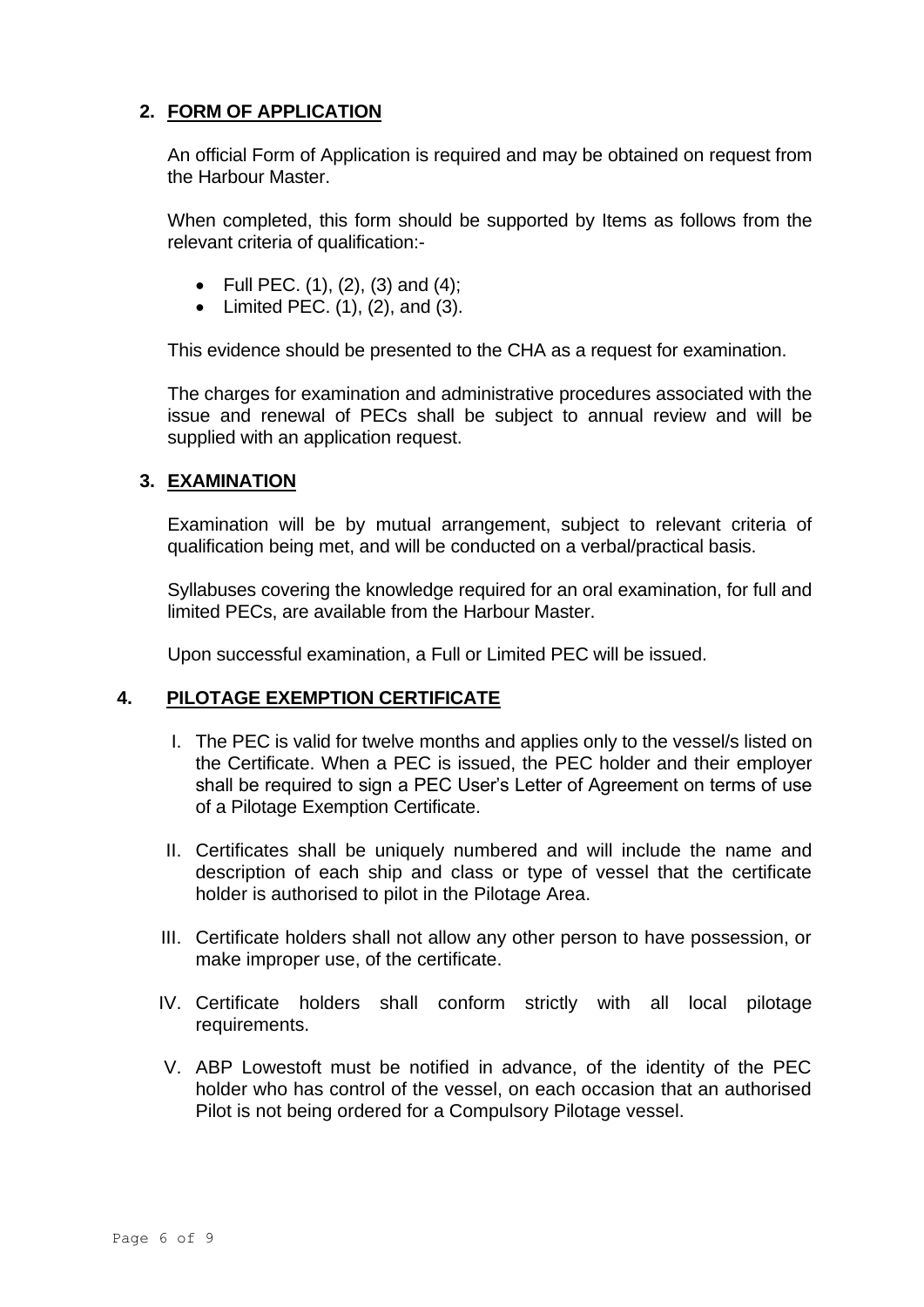## 2. FORM OF APPLICATION

An official Form of Application is required and may be obtained on request from the Harbour Master.

When completed, this form should be supported by Items as follows from the relevant criteria of qualification:-

- Full PEC. (1), (2), (3) and (4);
- Limited PEC. (1), (2), and (3).

This evidence should be presented to the CHA as a request for examination.

The charges for examination and administrative procedures associated with the issue and renewal of PECs shall be subject to annual review and will be supplied with an application request.

## 3. EXAMINATION

Examination will be by mutual arrangement, subject to relevant criteria of qualification being met, and will be conducted on a verbal/practical basis.

Syllabuses covering the knowledge required for an oral examination, for full and limited PECs, are available from the Harbour Master.

Upon successful examination, a Full or Limited PEC will be issued.

## 4. PILOTAGE EXEMPTION CERTIFICATE

I. The PEC is valid for twelve months and applies only to the vessel/s listed on the Certificate. When a PEC is issued, the PEC holder and their employer shall be required to sign a PEC User's Letter of Agreement on terms of use of a Pilotage Exemption Certificate.

II. Certificates shall be uniquely numbered and will include the name and description of each ship and class or type of vessel that the certificate holder is authorised to pilot in the Pilotage Area.

III. Certificate holders shall not allow any other person to have possession, or make improper use, of the certificate.

IV. Certificate holders shall conform strictly with all local pilotage requirements.

V. ABP Lowestoft must be notified in advance, of the identity of the PEC holder who has control of the vessel, on each occasion that an authorised Pilot is not being ordered for a Compulsory Pilotage vessel.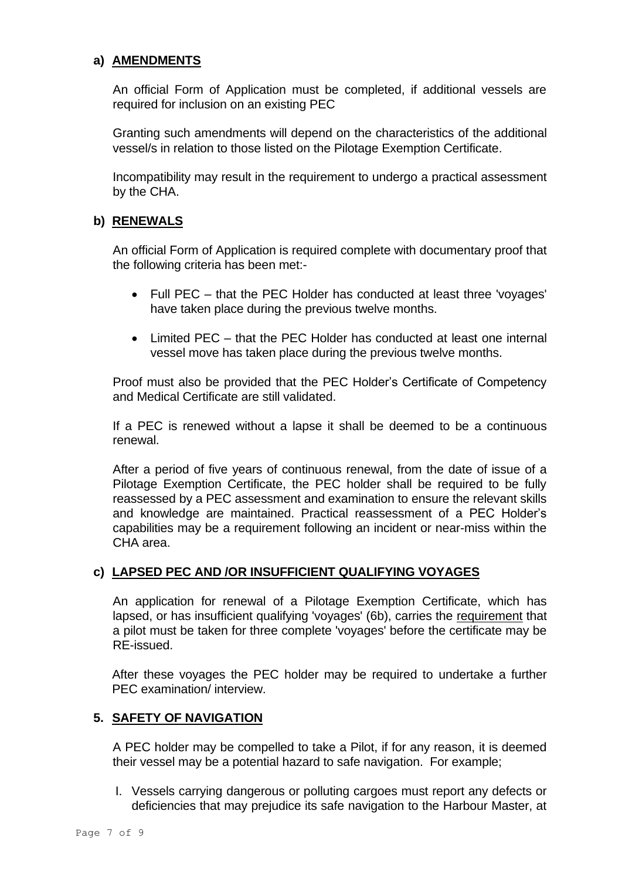### a) AMENDMENTS

An official Form of Application must be completed, if additional vessels are required for inclusion on an existing PEC

Granting such amendments will depend on the characteristics of the additional vessel/s in relation to those listed on the Pilotage Exemption Certificate.

Incompatibility may result in the requirement to undergo a practical assessment by the CHA.

### b) RENEWALS

An official Form of Application is required complete with documentary proof that the following criteria has been met:-

- Full PEC – that the PEC Holder has conducted at least three 'voyages' have taken place during the previous twelve months.
- Limited PEC – that the PEC Holder has conducted at least one internal vessel move has taken place during the previous twelve months.

Proof must also be provided that the PEC Holder's Certificate of Competency and Medical Certificate are still validated.

If a PEC is renewed without a lapse it shall be deemed to be a continuous renewal.

After a period of five years of continuous renewal, from the date of issue of a Pilotage Exemption Certificate, the PEC holder shall be required to be fully reassessed by a PEC assessment and examination to ensure the relevant skills and knowledge are maintained. Practical reassessment of a PEC Holder's capabilities may be a requirement following an incident or near-miss within the CHA area.

### c) LAPSED PEC AND /OR INSUFFICIENT QUALIFYING VOYAGES

An application for renewal of a Pilotage Exemption Certificate, which has lapsed, or has insufficient qualifying 'voyages' (6b), carries the requirement that a pilot must be taken for three complete 'voyages' before the certificate may be RE-issued.

After these voyages the PEC holder may be required to undertake a further PEC examination/ interview.

## 5. SAFETY OF NAVIGATION

A PEC holder may be compelled to take a Pilot, if for any reason, it is deemed their vessel may be a potential hazard to safe navigation. For example;

I. Vessels carrying dangerous or polluting cargoes must report any defects or deficiencies that may prejudice its safe navigation to the Harbour Master, at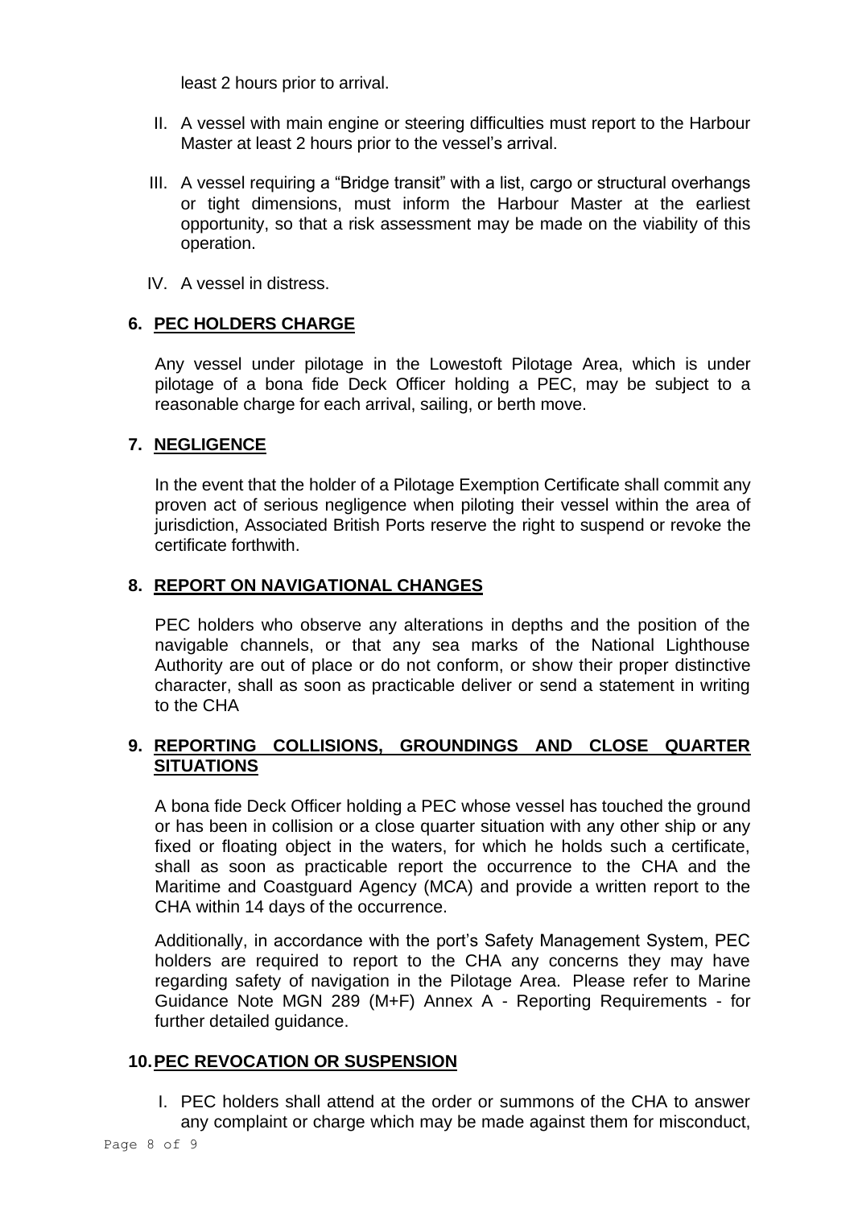least 2 hours prior to arrival.

II. A vessel with main engine or steering difficulties must report to the Harbour Master at least 2 hours prior to the vessel's arrival.

III. A vessel requiring a "Bridge transit" with a list, cargo or structural overhangs or tight dimensions, must inform the Harbour Master at the earliest opportunity, so that a risk assessment may be made on the viability of this operation.

IV. A vessel in distress.

## 6. PEC HOLDERS CHARGE

Any vessel under pilotage in the Lowestoft Pilotage Area, which is under pilotage of a bona fide Deck Officer holding a PEC, may be subject to a reasonable charge for each arrival, sailing, or berth move.

## 7. NEGLIGENCE

In the event that the holder of a Pilotage Exemption Certificate shall commit any proven act of serious negligence when piloting their vessel within the area of jurisdiction, Associated British Ports reserve the right to suspend or revoke the certificate forthwith.

## 8. REPORT ON NAVIGATIONAL CHANGES

PEC holders who observe any alterations in depths and the position of the navigable channels, or that any sea marks of the National Lighthouse Authority are out of place or do not conform, or show their proper distinctive character, shall as soon as practicable deliver or send a statement in writing to the CHA

## 9. REPORTING COLLISIONS, GROUNDINGS AND CLOSE QUARTER SITUATIONS

A bona fide Deck Officer holding a PEC whose vessel has touched the ground or has been in collision or a close quarter situation with any other ship or any fixed or floating object in the waters, for which he holds such a certificate, shall as soon as practicable report the occurrence to the CHA and the Maritime and Coastguard Agency (MCA) and provide a written report to the CHA within 14 days of the occurrence.

Additionally, in accordance with the port's Safety Management System, PEC holders are required to report to the CHA any concerns they may have regarding safety of navigation in the Pilotage Area. Please refer to Marine Guidance Note MGN 289 (M+F) Annex A - Reporting Requirements - for further detailed guidance.

## 10. PEC REVOCATION OR SUSPENSION

I. PEC holders shall attend at the order or summons of the CHA to answer any complaint or charge which may be made against them for misconduct,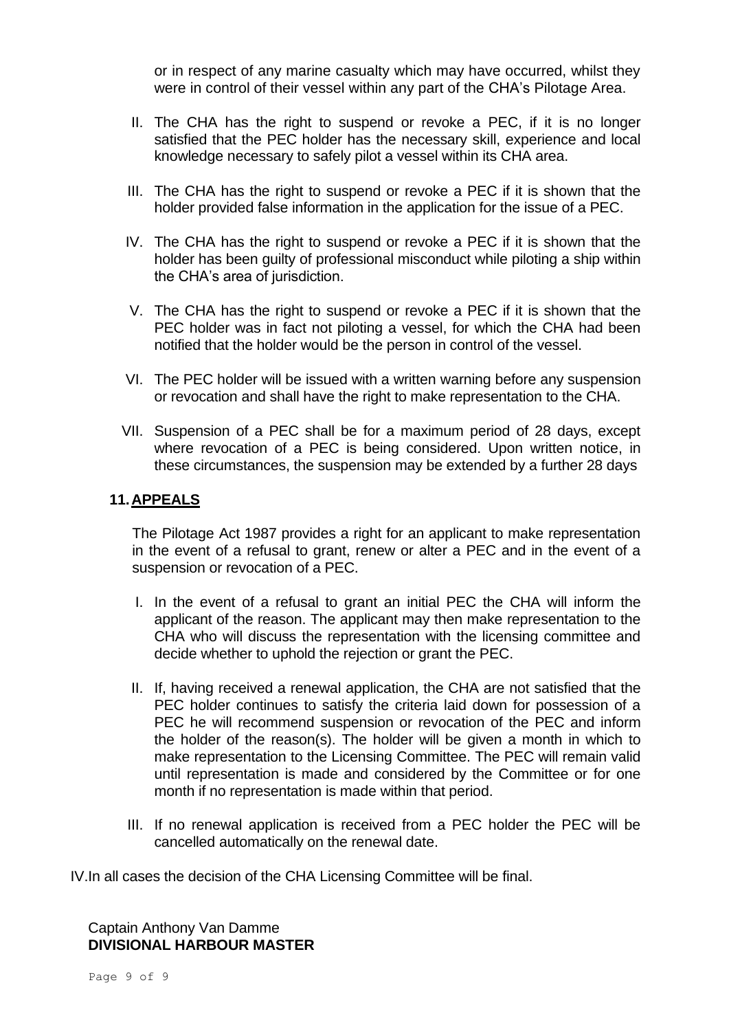or in respect of any marine casualty which may have occurred, whilst they were in control of their vessel within any part of the CHA's Pilotage Area.

II. The CHA has the right to suspend or revoke a PEC, if it is no longer satisfied that the PEC holder has the necessary skill, experience and local knowledge necessary to safely pilot a vessel within its CHA area.

III. The CHA has the right to suspend or revoke a PEC if it is shown that the holder provided false information in the application for the issue of a PEC.

IV. The CHA has the right to suspend or revoke a PEC if it is shown that the holder has been guilty of professional misconduct while piloting a ship within the CHA's area of jurisdiction.

V. The CHA has the right to suspend or revoke a PEC if it is shown that the PEC holder was in fact not piloting a vessel, for which the CHA had been notified that the holder would be the person in control of the vessel.

VI. The PEC holder will be issued with a written warning before any suspension or revocation and shall have the right to make representation to the CHA.

VII. Suspension of a PEC shall be for a maximum period of 28 days, except where revocation of a PEC is being considered. Upon written notice, in these circumstances, the suspension may be extended by a further 28 days

## 11. APPEALS

The Pilotage Act 1987 provides a right for an applicant to make representation in the event of a refusal to grant, renew or alter a PEC and in the event of a suspension or revocation of a PEC.

I. In the event of a refusal to grant an initial PEC the CHA will inform the applicant of the reason. The applicant may then make representation to the CHA who will discuss the representation with the licensing committee and decide whether to uphold the rejection or grant the PEC.

II. If, having received a renewal application, the CHA are not satisfied that the PEC holder continues to satisfy the criteria laid down for possession of a PEC he will recommend suspension or revocation of the PEC and inform the holder of the reason(s). The holder will be given a month in which to make representation to the Licensing Committee. The PEC will remain valid until representation is made and considered by the Committee or for one month if no representation is made within that period.

III. If no renewal application is received from a PEC holder the PEC will be cancelled automatically on the renewal date.

IV. In all cases the decision of the CHA Licensing Committee will be final.

Captain Anthony Van Damme
**DIVISIONAL HARBOUR MASTER**